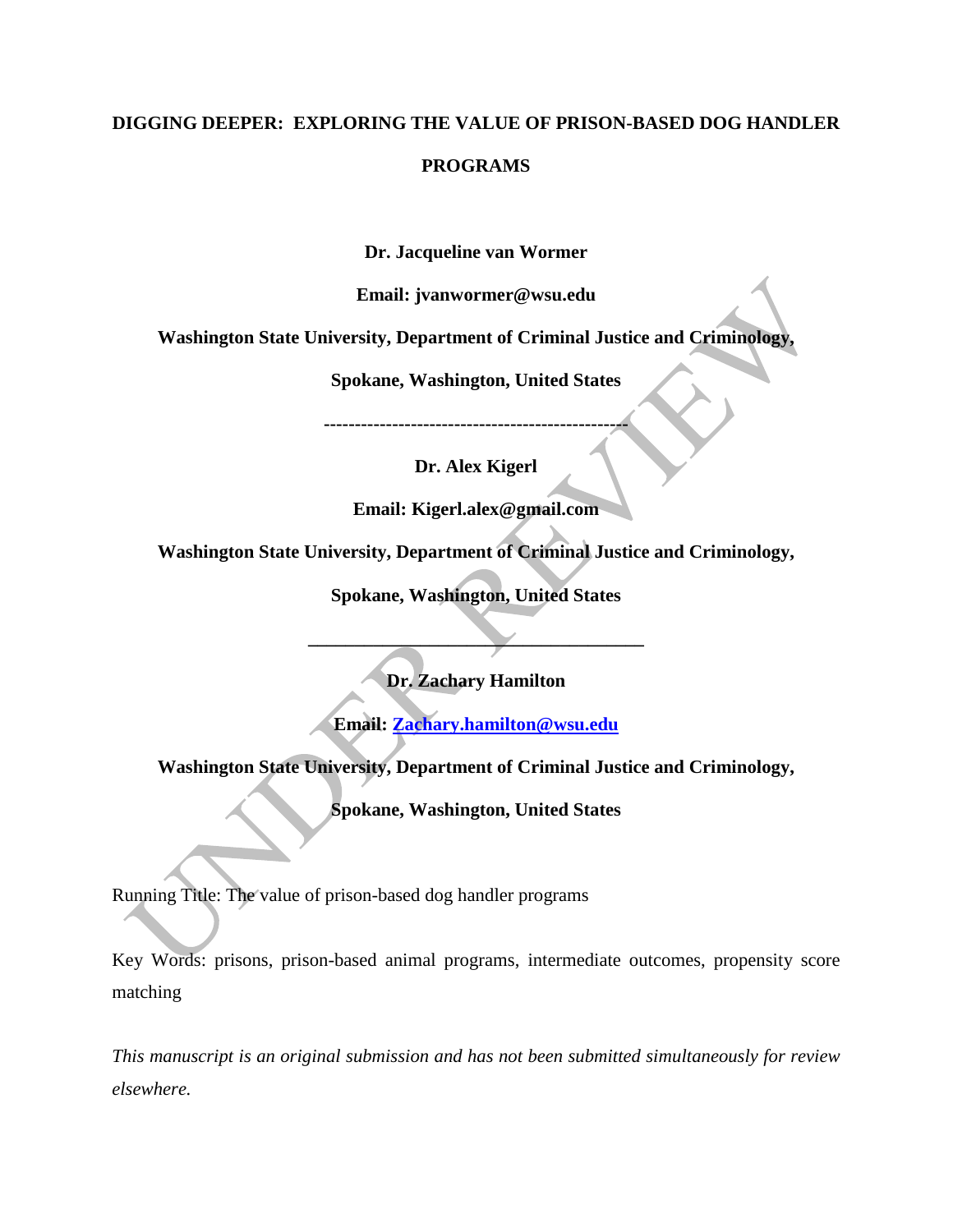# DIGGING DEEPER: EXPLORING THE VALUE OF PRISON-BASED DOG HANDLER PROGRAMS

**Dr. Jacqueline van Wormer**

**Email: jvanwormer@wsu.edu**

**Washington State University, Department of Criminal Justice and Criminology, Spokane, Washington, United States**

---

**Dr. Alex Kigerl**

**Email: Kigerl.alex@gmail.com**

**Washington State University, Department of Criminal Justice and Criminology, Spokane, Washington, United States**

---

**Dr. Zachary Hamilton**

**Email: Zachary.hamilton@wsu.edu**

**Washington State University, Department of Criminal Justice and Criminology, Spokane, Washington, United States**

Running Title: The value of prison-based dog handler programs

Key Words: prisons, prison-based animal programs, intermediate outcomes, propensity score matching

*This manuscript is an original submission and has not been submitted simultaneously for review elsewhere.*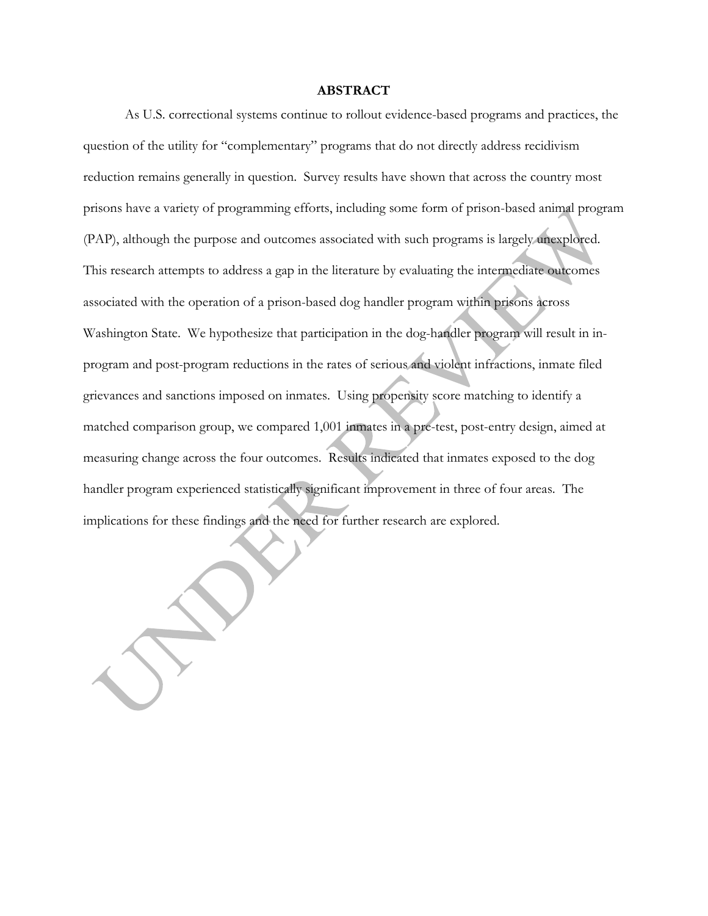## ABSTRACT

As U.S. correctional systems continue to rollout evidence-based programs and practices, the question of the utility for "complementary" programs that do not directly address recidivism reduction remains generally in question. Survey results have shown that across the country most prisons have a variety of programming efforts, including some form of prison-based animal program (PAP), although the purpose and outcomes associated with such programs is largely unexplored. This research attempts to address a gap in the literature by evaluating the intermediate outcomes associated with the operation of a prison-based dog handler program within prisons across Washington State. We hypothesize that participation in the dog-handler program will result in in-program and post-program reductions in the rates of serious and violent infractions, inmate filed grievances and sanctions imposed on inmates. Using propensity score matching to identify a matched comparison group, we compared 1,001 inmates in a pre-test, post-entry design, aimed at measuring change across the four outcomes. Results indicated that inmates exposed to the dog handler program experienced statistically significant improvement in three of four areas. The implications for these findings and the need for further research are explored.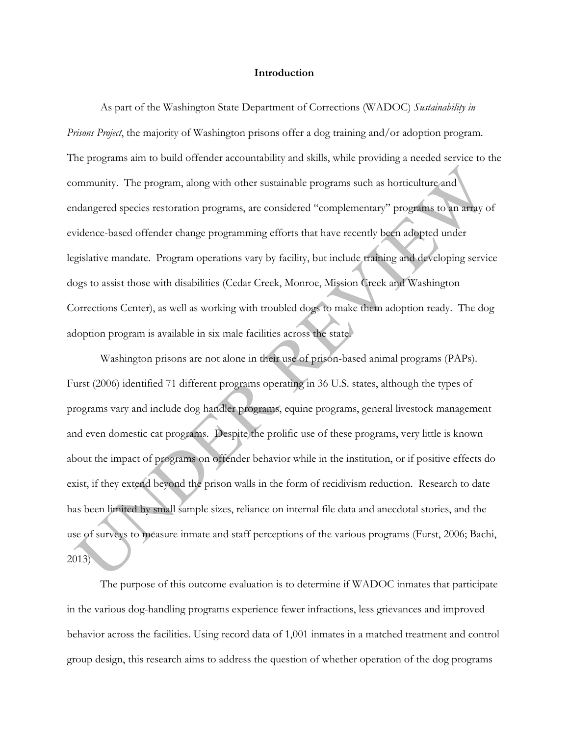# Introduction

As part of the Washington State Department of Corrections (WADOC) *Sustainability in Prisons Project*, the majority of Washington prisons offer a dog training and/or adoption program. The programs aim to build offender accountability and skills, while providing a needed service to the community. The program, along with other sustainable programs such as horticulture and endangered species restoration programs, are considered "complementary" programs to an array of evidence-based offender change programming efforts that have recently been adopted under legislative mandate. Program operations vary by facility, but include training and developing service dogs to assist those with disabilities (Cedar Creek, Monroe, Mission Creek and Washington Corrections Center), as well as working with troubled dogs to make them adoption ready. The dog adoption program is available in six male facilities across the state.

Washington prisons are not alone in their use of prison-based animal programs (PAPs). Furst (2006) identified 71 different programs operating in 36 U.S. states, although the types of programs vary and include dog handler programs, equine programs, general livestock management and even domestic cat programs. Despite the prolific use of these programs, very little is known about the impact of programs on offender behavior while in the institution, or if positive effects do exist, if they extend beyond the prison walls in the form of recidivism reduction. Research to date has been limited by small sample sizes, reliance on internal file data and anecdotal stories, and the use of surveys to measure inmate and staff perceptions of the various programs (Furst, 2006; Bachi, 2013)

The purpose of this outcome evaluation is to determine if WADOC inmates that participate in the various dog-handling programs experience fewer infractions, less grievances and improved behavior across the facilities. Using record data of 1,001 inmates in a matched treatment and control group design, this research aims to address the question of whether operation of the dog programs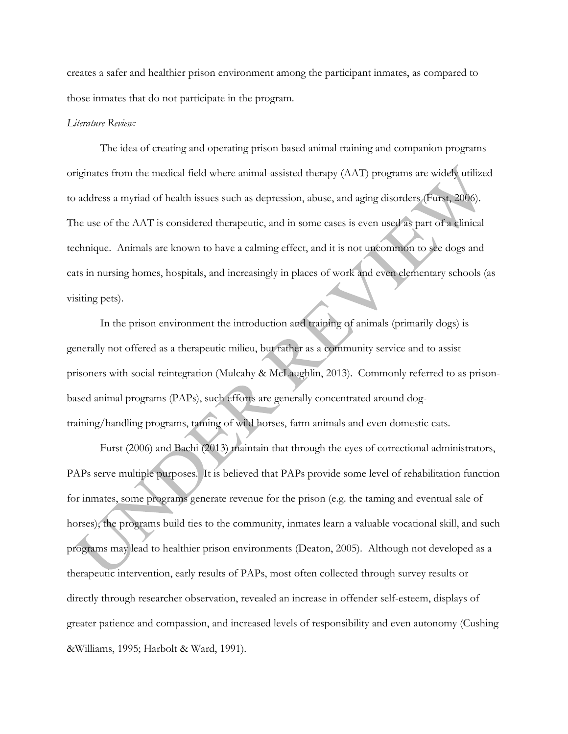creates a safer and healthier prison environment among the participant inmates, as compared to those inmates that do not participate in the program.

*Literature Review:*

The idea of creating and operating prison based animal training and companion programs originates from the medical field where animal-assisted therapy (AAT) programs are widely utilized to address a myriad of health issues such as depression, abuse, and aging disorders (Furst, 2006). The use of the AAT is considered therapeutic, and in some cases is even used as part of a clinical technique. Animals are known to have a calming effect, and it is not uncommon to see dogs and cats in nursing homes, hospitals, and increasingly in places of work and even elementary schools (as visiting pets).

In the prison environment the introduction and training of animals (primarily dogs) is generally not offered as a therapeutic milieu, but rather as a community service and to assist prisoners with social reintegration (Mulcahy & McLaughlin, 2013). Commonly referred to as prison-based animal programs (PAPs), such efforts are generally concentrated around dog-training/handling programs, taming of wild horses, farm animals and even domestic cats.

Furst (2006) and Bachi (2013) maintain that through the eyes of correctional administrators, PAPs serve multiple purposes. It is believed that PAPs provide some level of rehabilitation function for inmates, some programs generate revenue for the prison (e.g. the taming and eventual sale of horses), the programs build ties to the community, inmates learn a valuable vocational skill, and such programs may lead to healthier prison environments (Deaton, 2005). Although not developed as a therapeutic intervention, early results of PAPs, most often collected through survey results or directly through researcher observation, revealed an increase in offender self-esteem, displays of greater patience and compassion, and increased levels of responsibility and even autonomy (Cushing &Williams, 1995; Harbolt & Ward, 1991).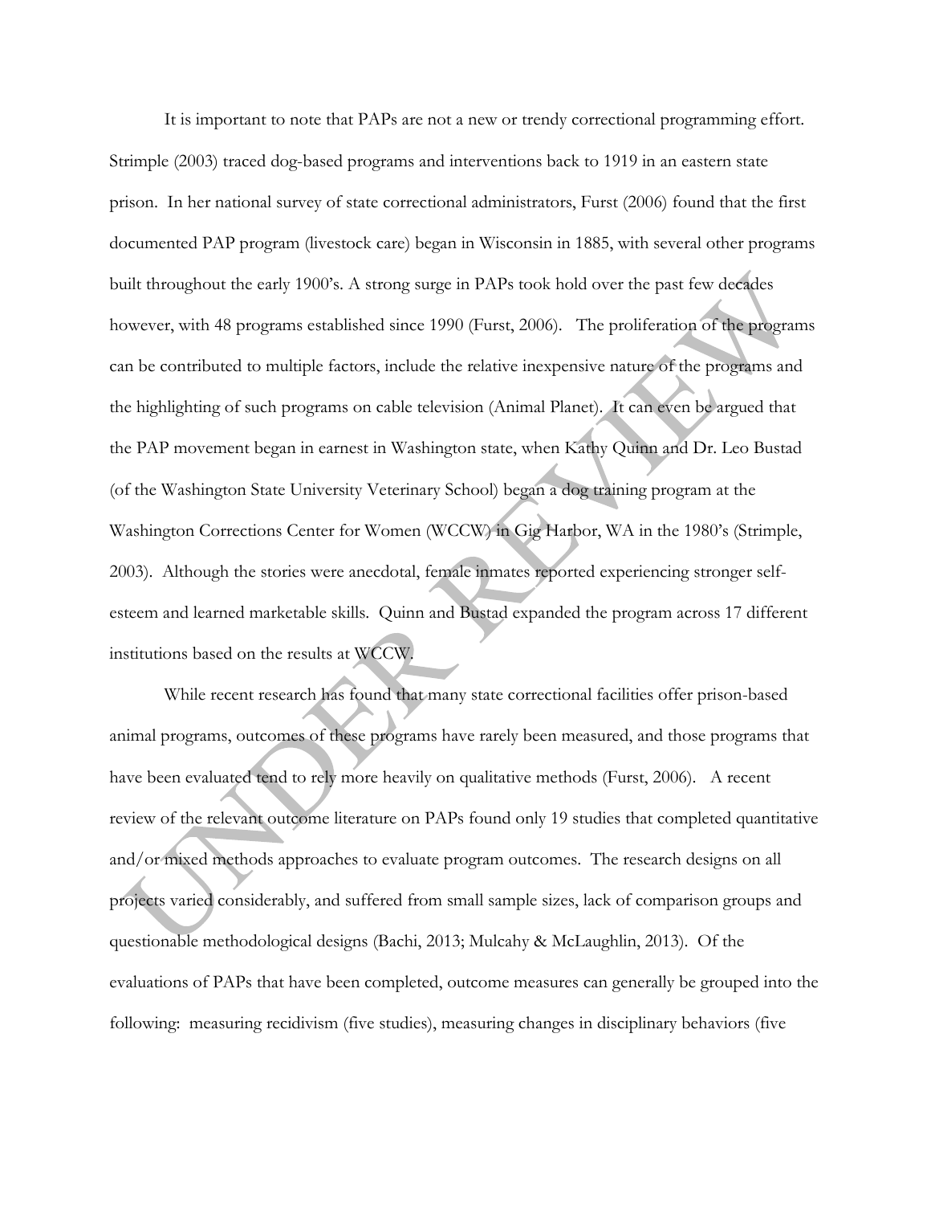It is important to note that PAPs are not a new or trendy correctional programming effort. Strimple (2003) traced dog-based programs and interventions back to 1919 in an eastern state prison. In her national survey of state correctional administrators, Furst (2006) found that the first documented PAP program (livestock care) began in Wisconsin in 1885, with several other programs built throughout the early 1900's. A strong surge in PAPs took hold over the past few decades however, with 48 programs established since 1990 (Furst, 2006). The proliferation of the programs can be contributed to multiple factors, include the relative inexpensive nature of the programs and the highlighting of such programs on cable television (Animal Planet). It can even be argued that the PAP movement began in earnest in Washington state, when Kathy Quinn and Dr. Leo Bustad (of the Washington State University Veterinary School) began a dog training program at the Washington Corrections Center for Women (WCCW) in Gig Harbor, WA in the 1980's (Strimple, 2003). Although the stories were anecdotal, female inmates reported experiencing stronger self-esteem and learned marketable skills. Quinn and Bustad expanded the program across 17 different institutions based on the results at WCCW.

While recent research has found that many state correctional facilities offer prison-based animal programs, outcomes of these programs have rarely been measured, and those programs that have been evaluated tend to rely more heavily on qualitative methods (Furst, 2006). A recent review of the relevant outcome literature on PAPs found only 19 studies that completed quantitative and/or mixed methods approaches to evaluate program outcomes. The research designs on all projects varied considerably, and suffered from small sample sizes, lack of comparison groups and questionable methodological designs (Bachi, 2013; Mulcahy & McLaughlin, 2013). Of the evaluations of PAPs that have been completed, outcome measures can generally be grouped into the following: measuring recidivism (five studies), measuring changes in disciplinary behaviors (five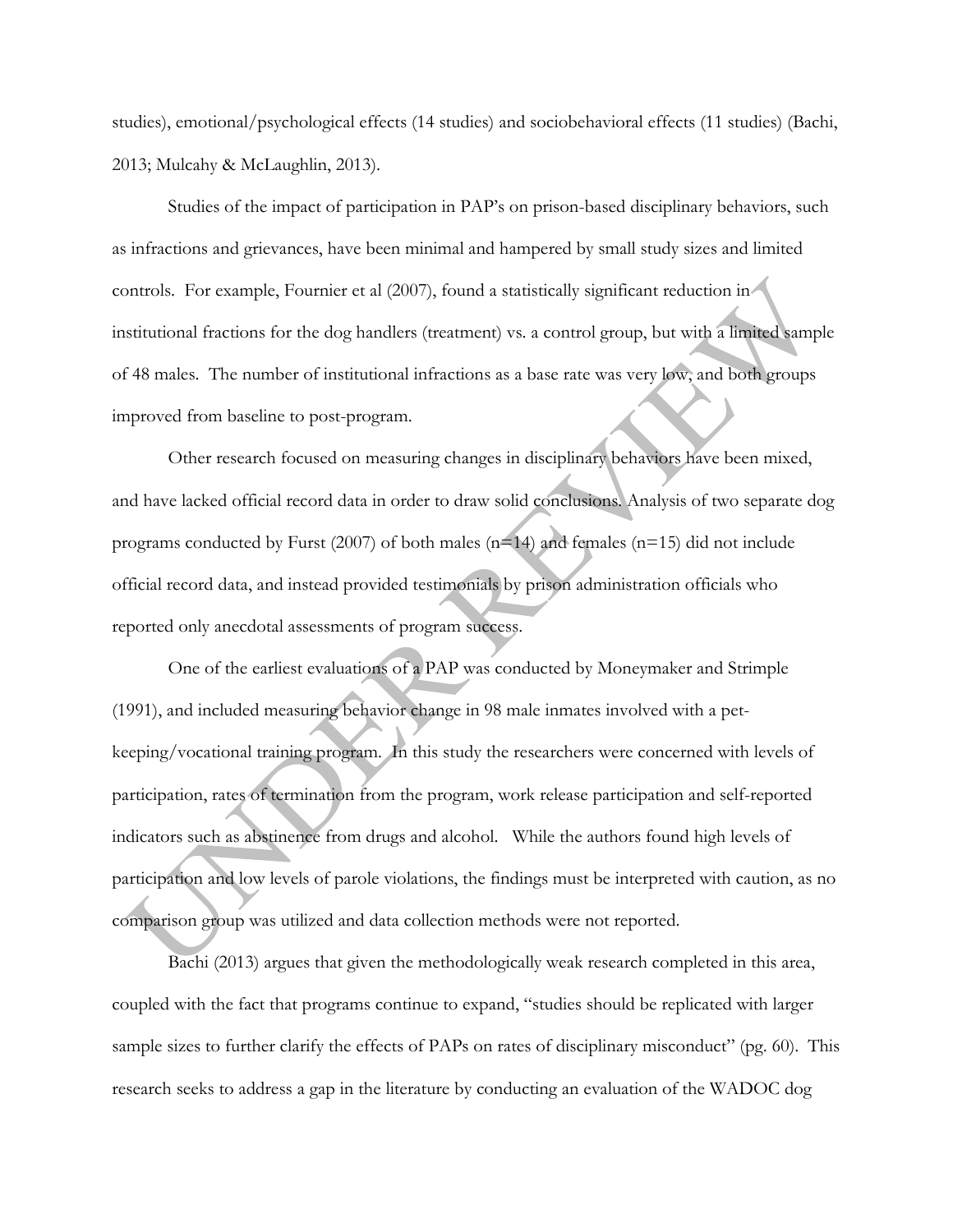studies), emotional/psychological effects (14 studies) and sociobehavioral effects (11 studies) (Bachi, 2013; Mulcahy & McLaughlin, 2013).

Studies of the impact of participation in PAP's on prison-based disciplinary behaviors, such as infractions and grievances, have been minimal and hampered by small study sizes and limited controls. For example, Fournier et al (2007), found a statistically significant reduction in institutional fractions for the dog handlers (treatment) vs. a control group, but with a limited sample of 48 males. The number of institutional infractions as a base rate was very low, and both groups improved from baseline to post-program.

Other research focused on measuring changes in disciplinary behaviors have been mixed, and have lacked official record data in order to draw solid conclusions. Analysis of two separate dog programs conducted by Furst (2007) of both males (n=14) and females (n=15) did not include official record data, and instead provided testimonials by prison administration officials who reported only anecdotal assessments of program success.

One of the earliest evaluations of a PAP was conducted by Moneymaker and Strimple (1991), and included measuring behavior change in 98 male inmates involved with a pet-keeping/vocational training program. In this study the researchers were concerned with levels of participation, rates of termination from the program, work release participation and self-reported indicators such as abstinence from drugs and alcohol. While the authors found high levels of participation and low levels of parole violations, the findings must be interpreted with caution, as no comparison group was utilized and data collection methods were not reported.

Bachi (2013) argues that given the methodologically weak research completed in this area, coupled with the fact that programs continue to expand, "studies should be replicated with larger sample sizes to further clarify the effects of PAPs on rates of disciplinary misconduct" (pg. 60). This research seeks to address a gap in the literature by conducting an evaluation of the WADOC dog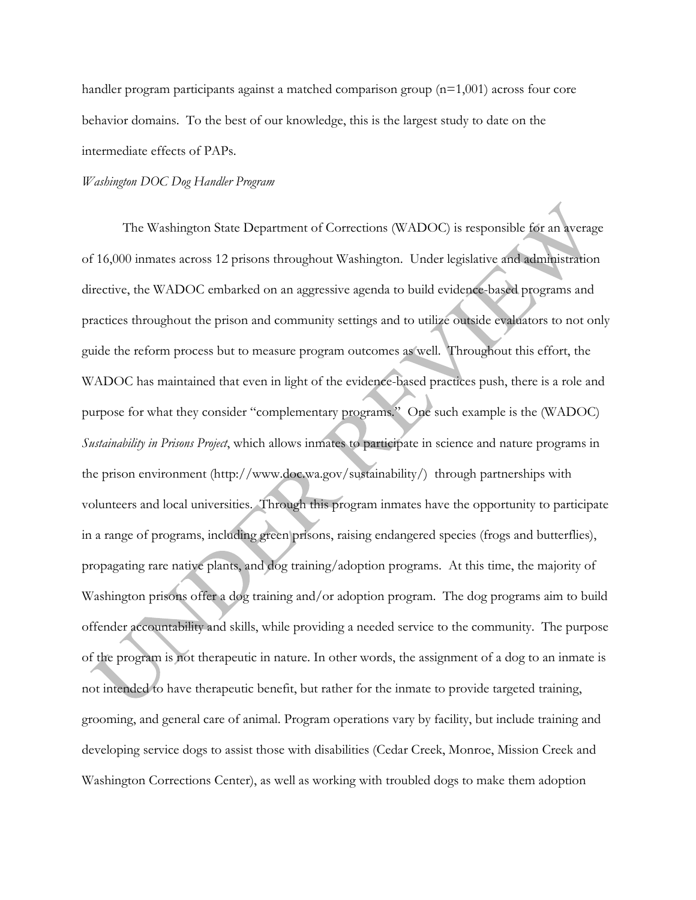handler program participants against a matched comparison group (n=1,001) across four core behavior domains. To the best of our knowledge, this is the largest study to date on the intermediate effects of PAPs.

*Washington DOC Dog Handler Program*

The Washington State Department of Corrections (WADOC) is responsible for an average of 16,000 inmates across 12 prisons throughout Washington. Under legislative and administration directive, the WADOC embarked on an aggressive agenda to build evidence-based programs and practices throughout the prison and community settings and to utilize outside evaluators to not only guide the reform process but to measure program outcomes as well. Throughout this effort, the WADOC has maintained that even in light of the evidence-based practices push, there is a role and purpose for what they consider "complementary programs." One such example is the (WADOC) *Sustainability in Prisons Project*, which allows inmates to participate in science and nature programs in the prison environment (http://www.doc.wa.gov/sustainability/) through partnerships with volunteers and local universities. Through this program inmates have the opportunity to participate in a range of programs, including green prisons, raising endangered species (frogs and butterflies), propagating rare native plants, and dog training/adoption programs. At this time, the majority of Washington prisons offer a dog training and/or adoption program. The dog programs aim to build offender accountability and skills, while providing a needed service to the community. The purpose of the program is not therapeutic in nature. In other words, the assignment of a dog to an inmate is not intended to have therapeutic benefit, but rather for the inmate to provide targeted training, grooming, and general care of animal. Program operations vary by facility, but include training and developing service dogs to assist those with disabilities (Cedar Creek, Monroe, Mission Creek and Washington Corrections Center), as well as working with troubled dogs to make them adoption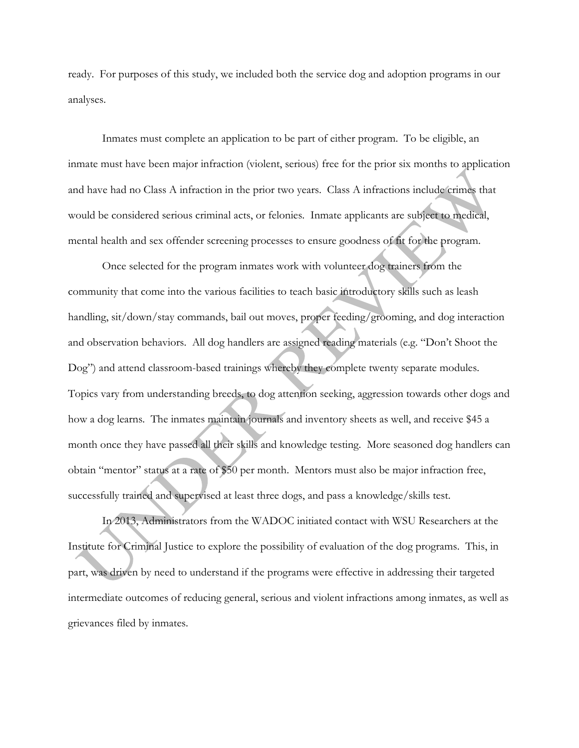ready. For purposes of this study, we included both the service dog and adoption programs in our analyses.

Inmates must complete an application to be part of either program. To be eligible, an inmate must have been major infraction (violent, serious) free for the prior six months to application and have had no Class A infraction in the prior two years. Class A infractions include crimes that would be considered serious criminal acts, or felonies. Inmate applicants are subject to medical, mental health and sex offender screening processes to ensure goodness of fit for the program.

Once selected for the program inmates work with volunteer dog trainers from the community that come into the various facilities to teach basic introductory skills such as leash handling, sit/down/stay commands, bail out moves, proper feeding/grooming, and dog interaction and observation behaviors. All dog handlers are assigned reading materials (e.g. "Don't Shoot the Dog") and attend classroom-based trainings whereby they complete twenty separate modules. Topics vary from understanding breeds, to dog attention seeking, aggression towards other dogs and how a dog learns. The inmates maintain journals and inventory sheets as well, and receive $45 a month once they have passed all their skills and knowledge testing. More seasoned dog handlers can obtain "mentor" status at a rate of $50 per month. Mentors must also be major infraction free, successfully trained and supervised at least three dogs, and pass a knowledge/skills test.

In 2013, Administrators from the WADOC initiated contact with WSU Researchers at the Institute for Criminal Justice to explore the possibility of evaluation of the dog programs. This, in part, was driven by need to understand if the programs were effective in addressing their targeted intermediate outcomes of reducing general, serious and violent infractions among inmates, as well as grievances filed by inmates.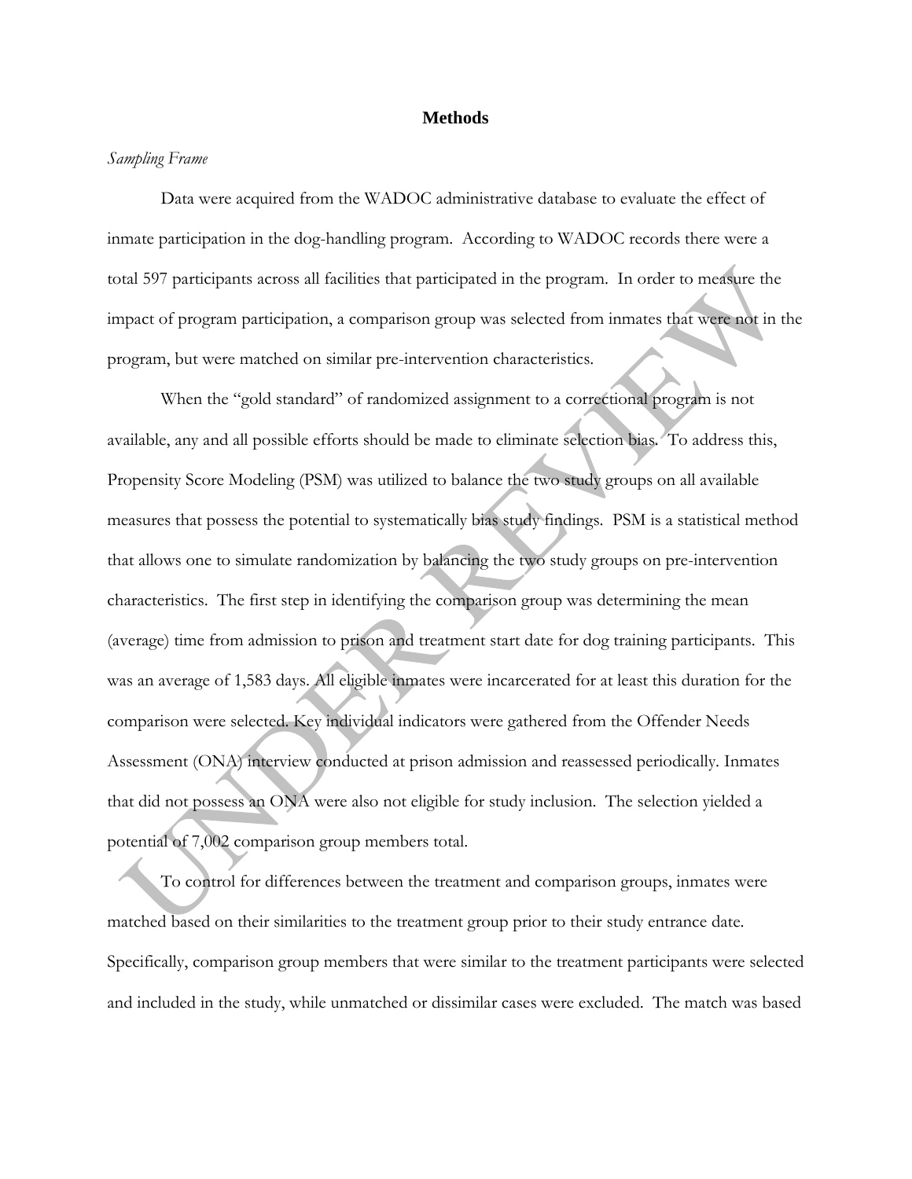## Methods

*Sampling Frame*

Data were acquired from the WADOC administrative database to evaluate the effect of inmate participation in the dog-handling program. According to WADOC records there were a total 597 participants across all facilities that participated in the program. In order to measure the impact of program participation, a comparison group was selected from inmates that were not in the program, but were matched on similar pre-intervention characteristics.

When the "gold standard" of randomized assignment to a correctional program is not available, any and all possible efforts should be made to eliminate selection bias. To address this, Propensity Score Modeling (PSM) was utilized to balance the two study groups on all available measures that possess the potential to systematically bias study findings. PSM is a statistical method that allows one to simulate randomization by balancing the two study groups on pre-intervention characteristics. The first step in identifying the comparison group was determining the mean (average) time from admission to prison and treatment start date for dog training participants. This was an average of 1,583 days. All eligible inmates were incarcerated for at least this duration for the comparison were selected. Key individual indicators were gathered from the Offender Needs Assessment (ONA) interview conducted at prison admission and reassessed periodically. Inmates that did not possess an ONA were also not eligible for study inclusion. The selection yielded a potential of 7,002 comparison group members total.

To control for differences between the treatment and comparison groups, inmates were matched based on their similarities to the treatment group prior to their study entrance date. Specifically, comparison group members that were similar to the treatment participants were selected and included in the study, while unmatched or dissimilar cases were excluded. The match was based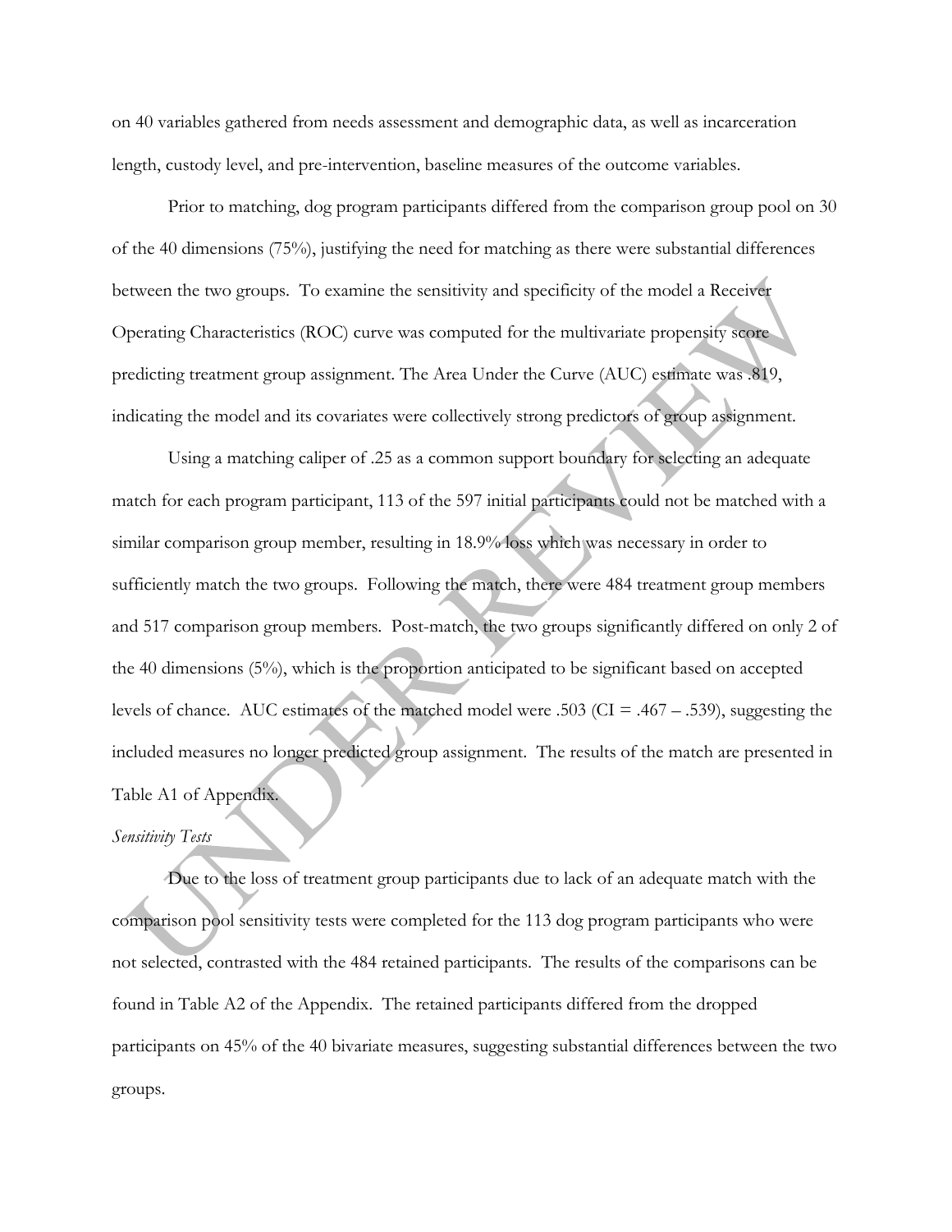on 40 variables gathered from needs assessment and demographic data, as well as incarceration length, custody level, and pre-intervention, baseline measures of the outcome variables.

Prior to matching, dog program participants differed from the comparison group pool on 30 of the 40 dimensions (75%), justifying the need for matching as there were substantial differences between the two groups. To examine the sensitivity and specificity of the model a Receiver Operating Characteristics (ROC) curve was computed for the multivariate propensity score predicting treatment group assignment. The Area Under the Curve (AUC) estimate was .819, indicating the model and its covariates were collectively strong predictors of group assignment.

Using a matching caliper of .25 as a common support boundary for selecting an adequate match for each program participant, 113 of the 597 initial participants could not be matched with a similar comparison group member, resulting in 18.9% loss which was necessary in order to sufficiently match the two groups. Following the match, there were 484 treatment group members and 517 comparison group members. Post-match, the two groups significantly differed on only 2 of the 40 dimensions (5%), which is the proportion anticipated to be significant based on accepted levels of chance. AUC estimates of the matched model were .503 (CI = .467 – .539), suggesting the included measures no longer predicted group assignment. The results of the match are presented in Table A1 of Appendix.

*Sensitivity Tests*

Due to the loss of treatment group participants due to lack of an adequate match with the comparison pool sensitivity tests were completed for the 113 dog program participants who were not selected, contrasted with the 484 retained participants. The results of the comparisons can be found in Table A2 of the Appendix. The retained participants differed from the dropped participants on 45% of the 40 bivariate measures, suggesting substantial differences between the two groups.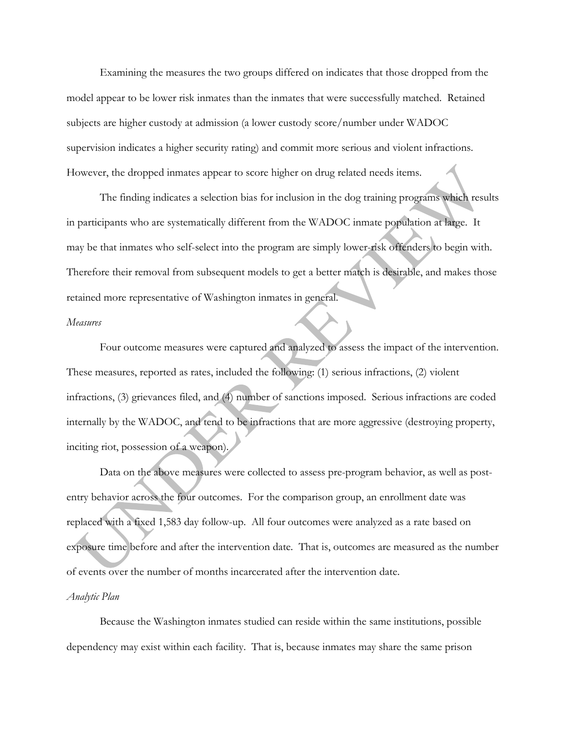Examining the measures the two groups differed on indicates that those dropped from the model appear to be lower risk inmates than the inmates that were successfully matched. Retained subjects are higher custody at admission (a lower custody score/number under WADOC supervision indicates a higher security rating) and commit more serious and violent infractions. However, the dropped inmates appear to score higher on drug related needs items.

The finding indicates a selection bias for inclusion in the dog training programs which results in participants who are systematically different from the WADOC inmate population at large. It may be that inmates who self-select into the program are simply lower-risk offenders to begin with. Therefore their removal from subsequent models to get a better match is desirable, and makes those retained more representative of Washington inmates in general.

*Measures*

Four outcome measures were captured and analyzed to assess the impact of the intervention. These measures, reported as rates, included the following: (1) serious infractions, (2) violent infractions, (3) grievances filed, and (4) number of sanctions imposed. Serious infractions are coded internally by the WADOC, and tend to be infractions that are more aggressive (destroying property, inciting riot, possession of a weapon).

Data on the above measures were collected to assess pre-program behavior, as well as post-entry behavior across the four outcomes. For the comparison group, an enrollment date was replaced with a fixed 1,583 day follow-up. All four outcomes were analyzed as a rate based on exposure time before and after the intervention date. That is, outcomes are measured as the number of events over the number of months incarcerated after the intervention date.

*Analytic Plan*

Because the Washington inmates studied can reside within the same institutions, possible dependency may exist within each facility. That is, because inmates may share the same prison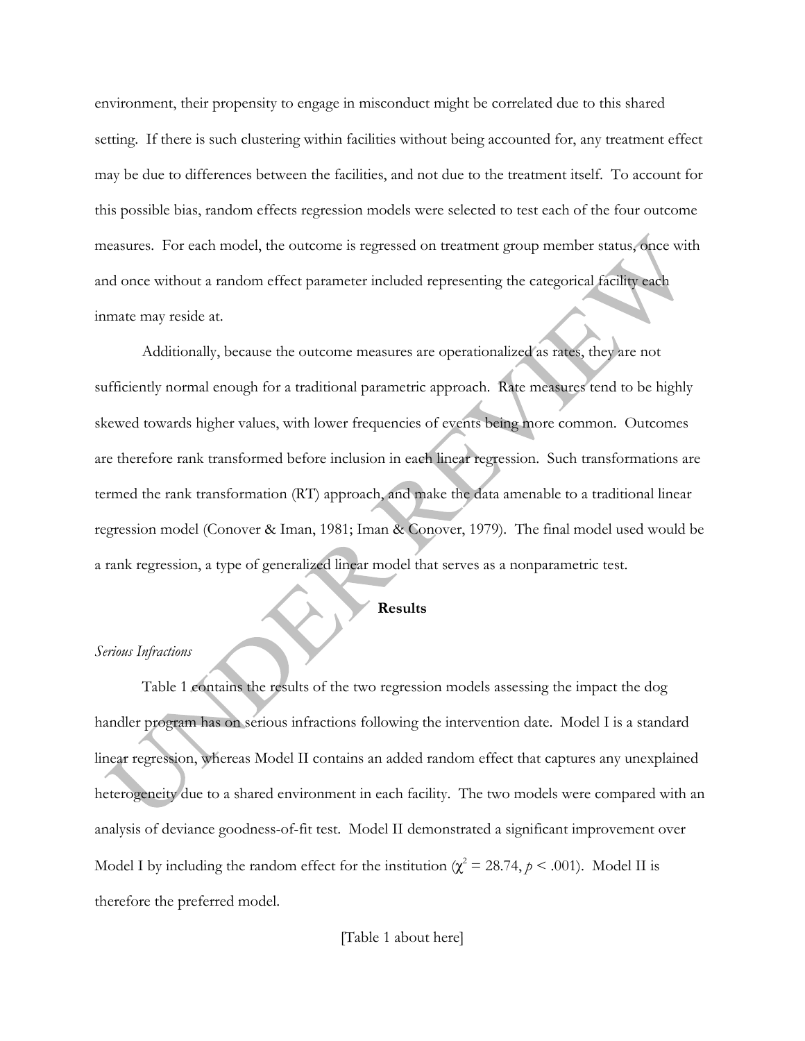environment, their propensity to engage in misconduct might be correlated due to this shared setting. If there is such clustering within facilities without being accounted for, any treatment effect may be due to differences between the facilities, and not due to the treatment itself. To account for this possible bias, random effects regression models were selected to test each of the four outcome measures. For each model, the outcome is regressed on treatment group member status, once with and once without a random effect parameter included representing the categorical facility each inmate may reside at.

Additionally, because the outcome measures are operationalized as rates, they are not sufficiently normal enough for a traditional parametric approach. Rate measures tend to be highly skewed towards higher values, with lower frequencies of events being more common. Outcomes are therefore rank transformed before inclusion in each linear regression. Such transformations are termed the rank transformation (RT) approach, and make the data amenable to a traditional linear regression model (Conover & Iman, 1981; Iman & Conover, 1979). The final model used would be a rank regression, a type of generalized linear model that serves as a nonparametric test.

## Results

*Serious Infractions*

Table 1 contains the results of the two regression models assessing the impact the dog handler program has on serious infractions following the intervention date. Model I is a standard linear regression, whereas Model II contains an added random effect that captures any unexplained heterogeneity due to a shared environment in each facility. The two models were compared with an analysis of deviance goodness-of-fit test. Model II demonstrated a significant improvement over Model I by including the random effect for the institution ($\chi^2 = 28.74$, $p < .001$). Model II is therefore the preferred model.

[Table 1 about here]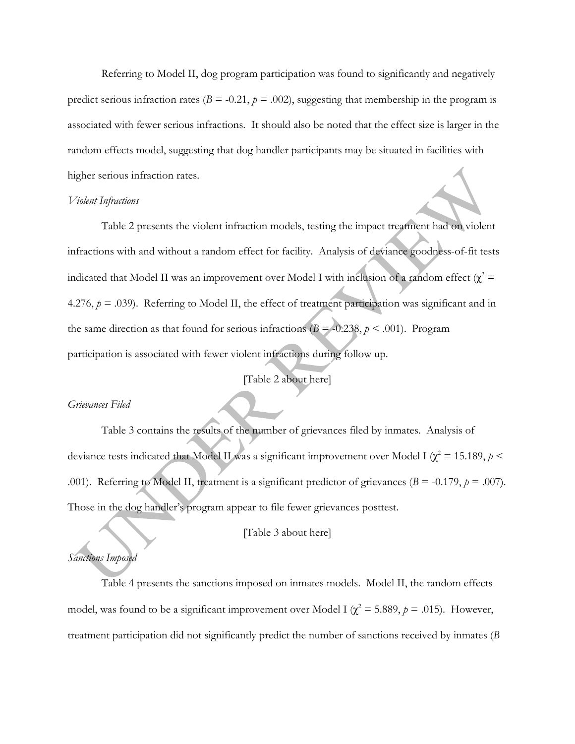Referring to Model II, dog program participation was found to significantly and negatively predict serious infraction rates ($B = -0.21$, $p = .002$), suggesting that membership in the program is associated with fewer serious infractions. It should also be noted that the effect size is larger in the random effects model, suggesting that dog handler participants may be situated in facilities with higher serious infraction rates.

*Violent Infractions*

Table 2 presents the violent infraction models, testing the impact treatment had on violent infractions with and without a random effect for facility. Analysis of deviance goodness-of-fit tests indicated that Model II was an improvement over Model I with inclusion of a random effect ($\chi^2 = 4.276$, $p = .039$). Referring to Model II, the effect of treatment participation was significant and in the same direction as that found for serious infractions ($B = -0.238$, $p < .001$). Program participation is associated with fewer violent infractions during follow up.

[Table 2 about here]

*Grievances Filed*

Table 3 contains the results of the number of grievances filed by inmates. Analysis of deviance tests indicated that Model II was a significant improvement over Model I ($\chi^2 = 15.189$, $p < .001$). Referring to Model II, treatment is a significant predictor of grievances ($B = -0.179$, $p = .007$). Those in the dog handler's program appear to file fewer grievances posttest.

[Table 3 about here]

*Sanctions Imposed*

Table 4 presents the sanctions imposed on inmates models. Model II, the random effects model, was found to be a significant improvement over Model I ($\chi^2 = 5.889$, $p = .015$). However, treatment participation did not significantly predict the number of sanctions received by inmates (*B*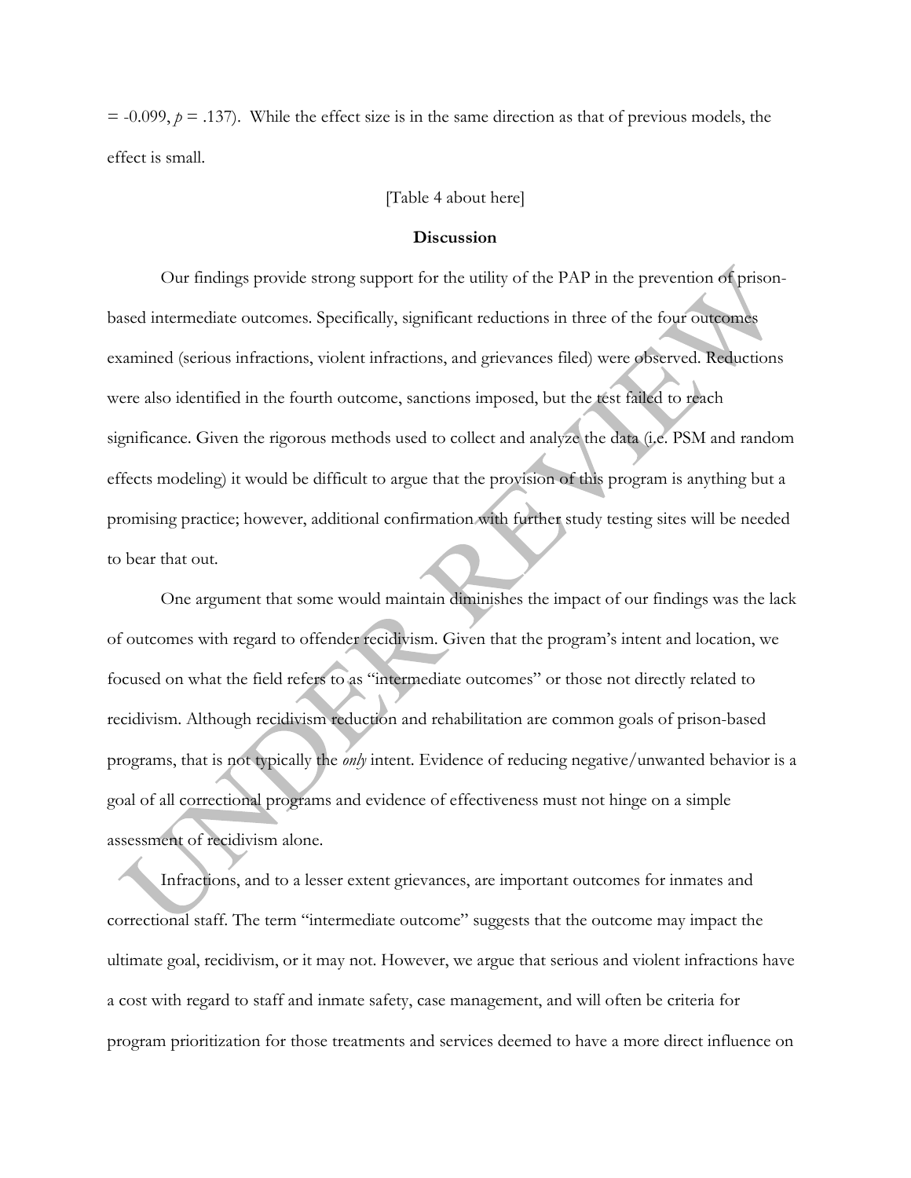$= -0.099$, $p = .137$). While the effect size is in the same direction as that of previous models, the effect is small.

[Table 4 about here]

## Discussion

Our findings provide strong support for the utility of the PAP in the prevention of prison-based intermediate outcomes. Specifically, significant reductions in three of the four outcomes examined (serious infractions, violent infractions, and grievances filed) were observed. Reductions were also identified in the fourth outcome, sanctions imposed, but the test failed to reach significance. Given the rigorous methods used to collect and analyze the data (i.e. PSM and random effects modeling) it would be difficult to argue that the provision of this program is anything but a promising practice; however, additional confirmation with further study testing sites will be needed to bear that out.

One argument that some would maintain diminishes the impact of our findings was the lack of outcomes with regard to offender recidivism. Given that the program's intent and location, we focused on what the field refers to as "intermediate outcomes" or those not directly related to recidivism. Although recidivism reduction and rehabilitation are common goals of prison-based programs, that is not typically the *only* intent. Evidence of reducing negative/unwanted behavior is a goal of all correctional programs and evidence of effectiveness must not hinge on a simple assessment of recidivism alone.

Infractions, and to a lesser extent grievances, are important outcomes for inmates and correctional staff. The term "intermediate outcome" suggests that the outcome may impact the ultimate goal, recidivism, or it may not. However, we argue that serious and violent infractions have a cost with regard to staff and inmate safety, case management, and will often be criteria for program prioritization for those treatments and services deemed to have a more direct influence on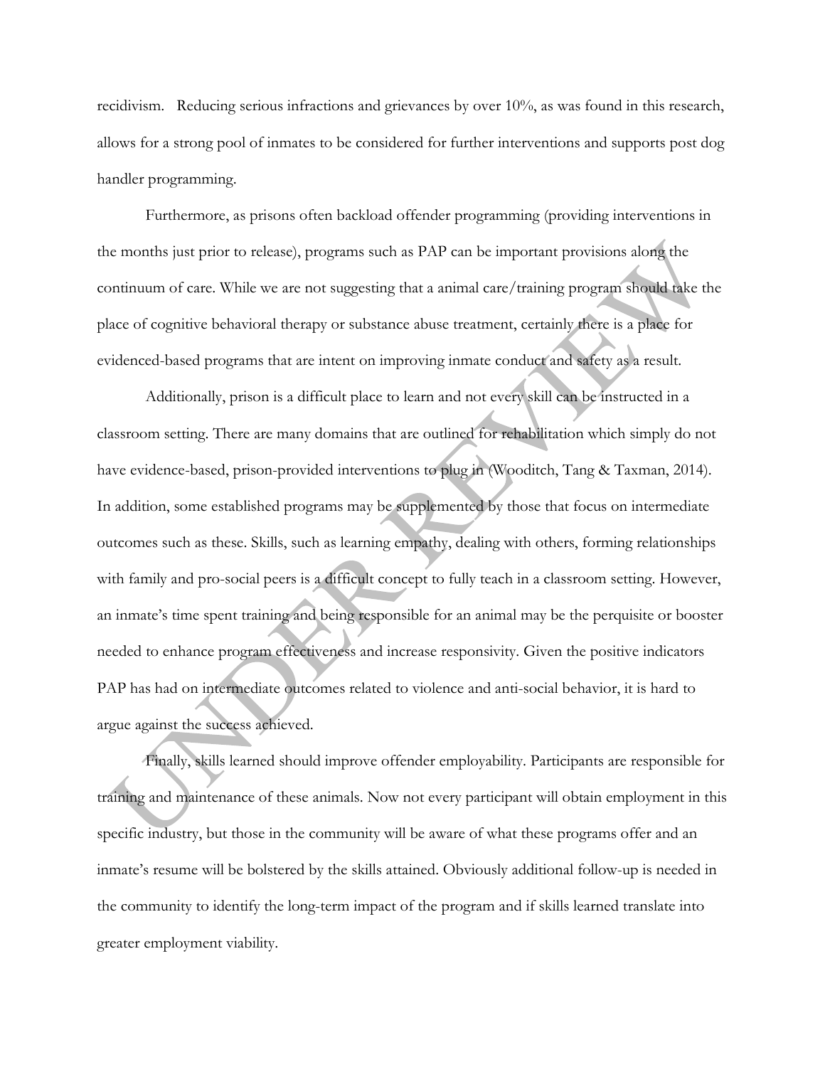recidivism. Reducing serious infractions and grievances by over 10%, as was found in this research, allows for a strong pool of inmates to be considered for further interventions and supports post dog handler programming.

Furthermore, as prisons often backload offender programming (providing interventions in the months just prior to release), programs such as PAP can be important provisions along the continuum of care. While we are not suggesting that a animal care/training program should take the place of cognitive behavioral therapy or substance abuse treatment, certainly there is a place for evidenced-based programs that are intent on improving inmate conduct and safety as a result.

Additionally, prison is a difficult place to learn and not every skill can be instructed in a classroom setting. There are many domains that are outlined for rehabilitation which simply do not have evidence-based, prison-provided interventions to plug in (Wooditch, Tang & Taxman, 2014). In addition, some established programs may be supplemented by those that focus on intermediate outcomes such as these. Skills, such as learning empathy, dealing with others, forming relationships with family and pro-social peers is a difficult concept to fully teach in a classroom setting. However, an inmate's time spent training and being responsible for an animal may be the perquisite or booster needed to enhance program effectiveness and increase responsivity. Given the positive indicators PAP has had on intermediate outcomes related to violence and anti-social behavior, it is hard to argue against the success achieved.

Finally, skills learned should improve offender employability. Participants are responsible for training and maintenance of these animals. Now not every participant will obtain employment in this specific industry, but those in the community will be aware of what these programs offer and an inmate's resume will be bolstered by the skills attained. Obviously additional follow-up is needed in the community to identify the long-term impact of the program and if skills learned translate into greater employment viability.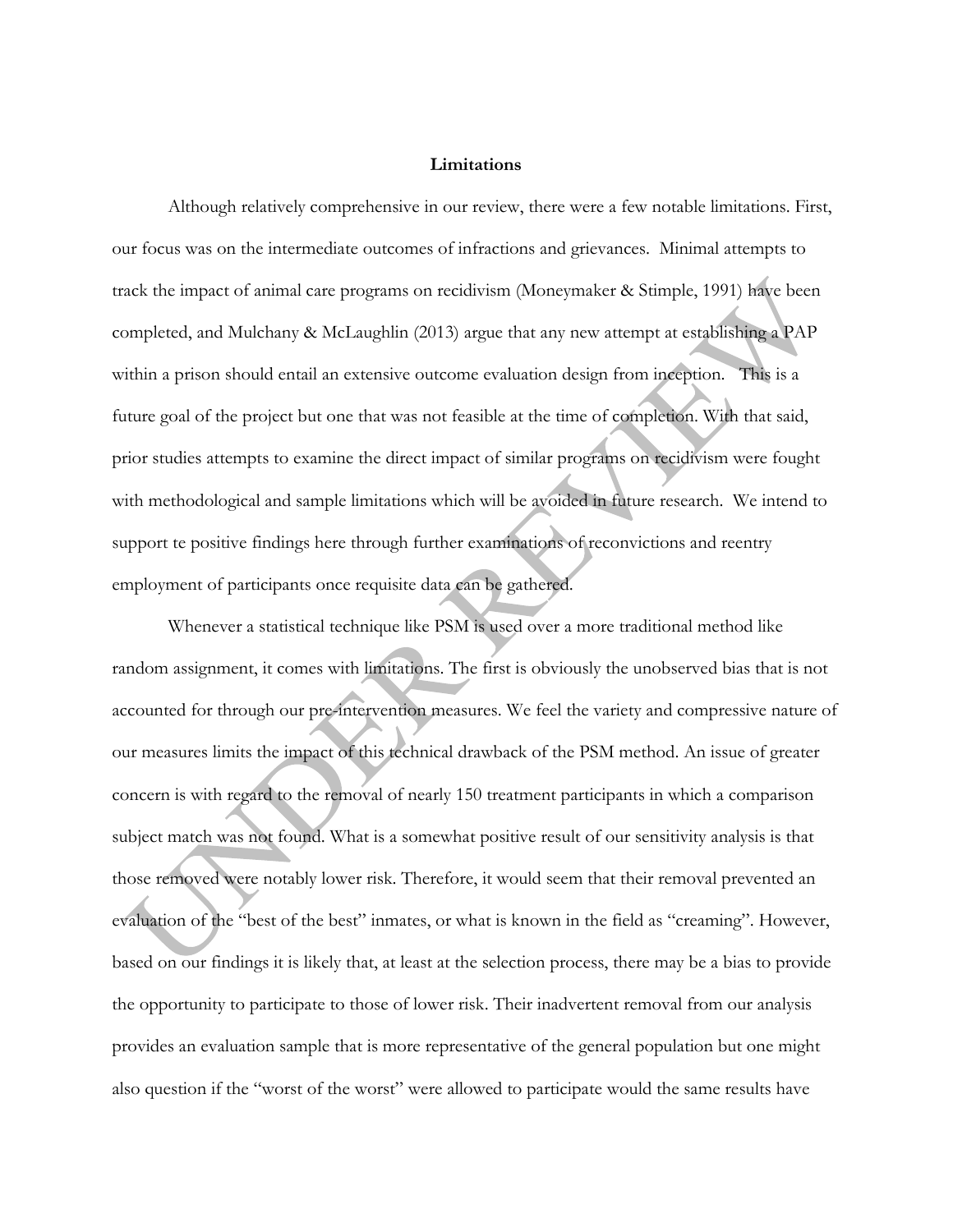## Limitations

Although relatively comprehensive in our review, there were a few notable limitations. First, our focus was on the intermediate outcomes of infractions and grievances. Minimal attempts to track the impact of animal care programs on recidivism (Moneymaker & Stimple, 1991) have been completed, and Mulchany & McLaughlin (2013) argue that any new attempt at establishing a PAP within a prison should entail an extensive outcome evaluation design from inception. This is a future goal of the project but one that was not feasible at the time of completion. With that said, prior studies attempts to examine the direct impact of similar programs on recidivism were fought with methodological and sample limitations which will be avoided in future research. We intend to support te positive findings here through further examinations of reconvictions and reentry employment of participants once requisite data can be gathered.

Whenever a statistical technique like PSM is used over a more traditional method like random assignment, it comes with limitations. The first is obviously the unobserved bias that is not accounted for through our pre-intervention measures. We feel the variety and compressive nature of our measures limits the impact of this technical drawback of the PSM method. An issue of greater concern is with regard to the removal of nearly 150 treatment participants in which a comparison subject match was not found. What is a somewhat positive result of our sensitivity analysis is that those removed were notably lower risk. Therefore, it would seem that their removal prevented an evaluation of the "best of the best" inmates, or what is known in the field as "creaming". However, based on our findings it is likely that, at least at the selection process, there may be a bias to provide the opportunity to participate to those of lower risk. Their inadvertent removal from our analysis provides an evaluation sample that is more representative of the general population but one might also question if the "worst of the worst" were allowed to participate would the same results have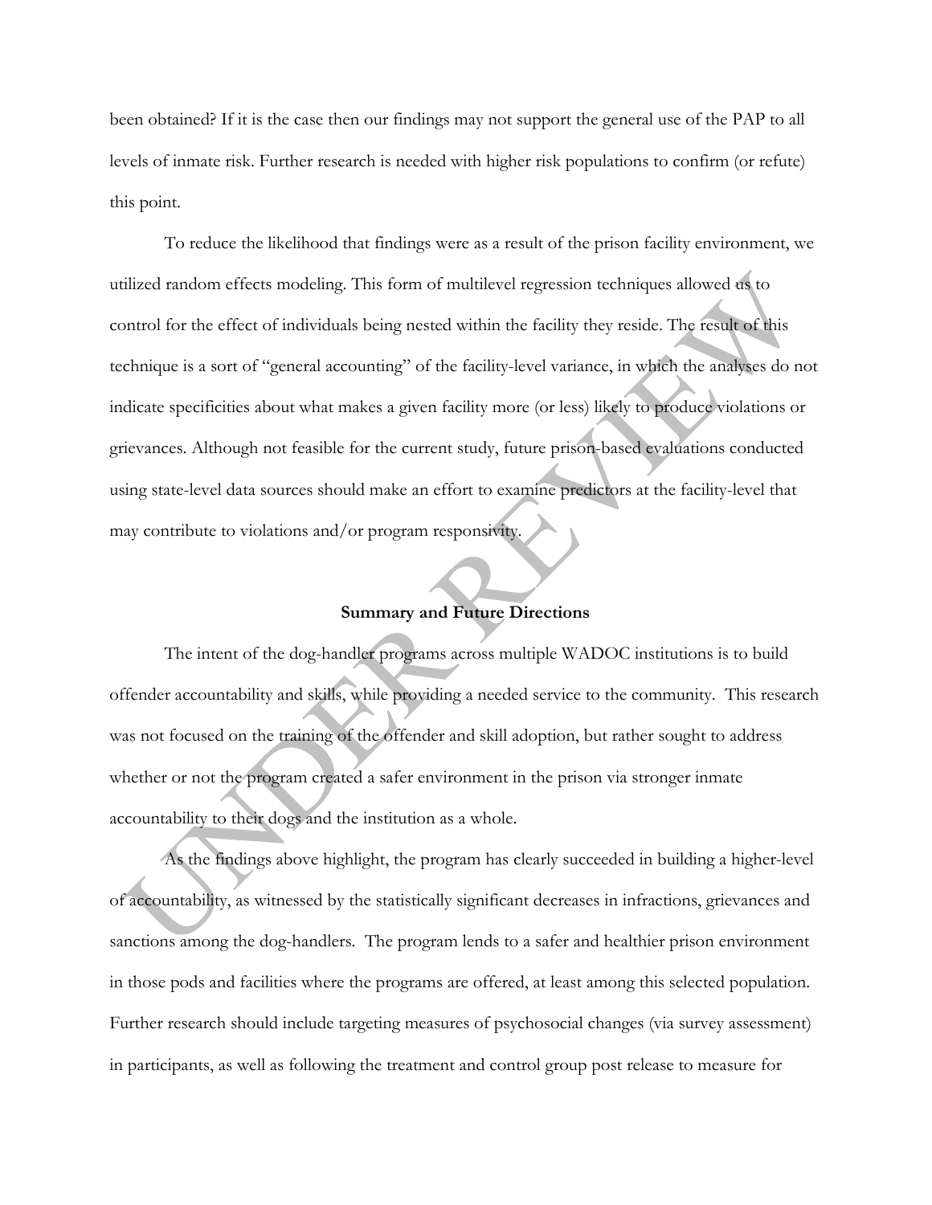been obtained? If it is the case then our findings may not support the general use of the PAP to all levels of inmate risk. Further research is needed with higher risk populations to confirm (or refute) this point.

To reduce the likelihood that findings were as a result of the prison facility environment, we utilized random effects modeling. This form of multilevel regression techniques allowed us to control for the effect of individuals being nested within the facility they reside. The result of this technique is a sort of "general accounting" of the facility-level variance, in which the analyses do not indicate specificities about what makes a given facility more (or less) likely to produce violations or grievances. Although not feasible for the current study, future prison-based evaluations conducted using state-level data sources should make an effort to examine predictors at the facility-level that may contribute to violations and/or program responsivity.

## Summary and Future Directions

The intent of the dog-handler programs across multiple WADOC institutions is to build offender accountability and skills, while providing a needed service to the community. This research was not focused on the training of the offender and skill adoption, but rather sought to address whether or not the program created a safer environment in the prison via stronger inmate accountability to their dogs and the institution as a whole.

As the findings above highlight, the program has clearly succeeded in building a higher-level of accountability, as witnessed by the statistically significant decreases in infractions, grievances and sanctions among the dog-handlers. The program lends to a safer and healthier prison environment in those pods and facilities where the programs are offered, at least among this selected population. Further research should include targeting measures of psychosocial changes (via survey assessment) in participants, as well as following the treatment and control group post release to measure for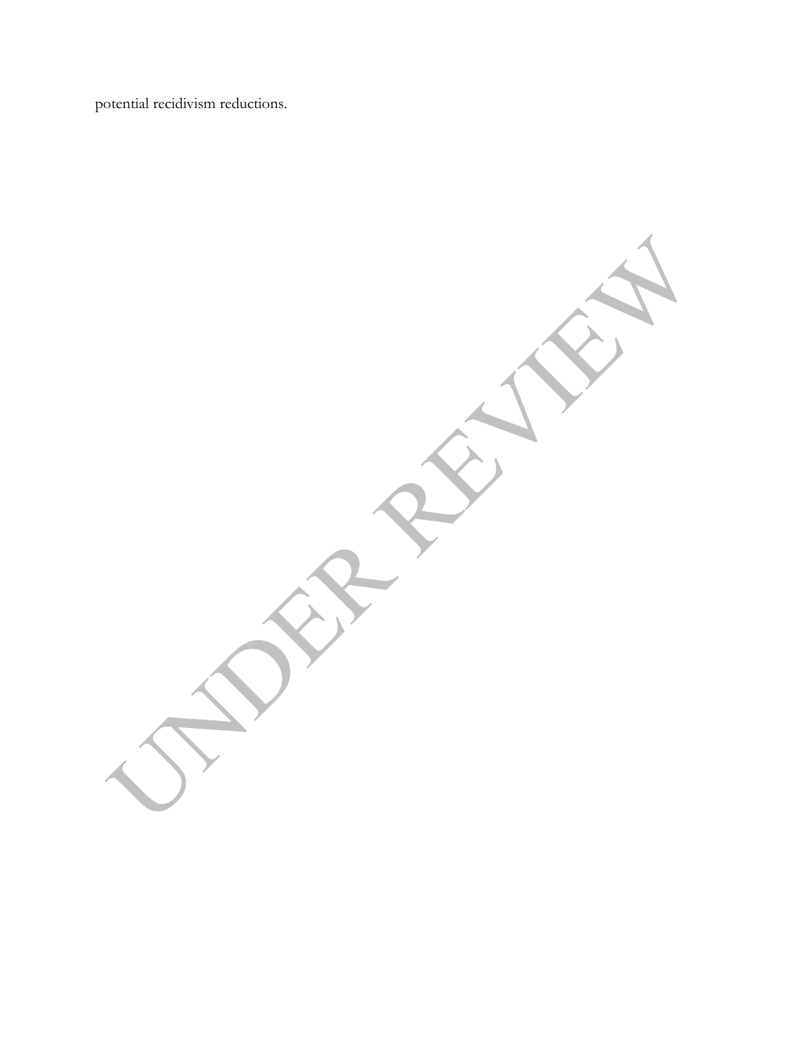potential recidivism reductions.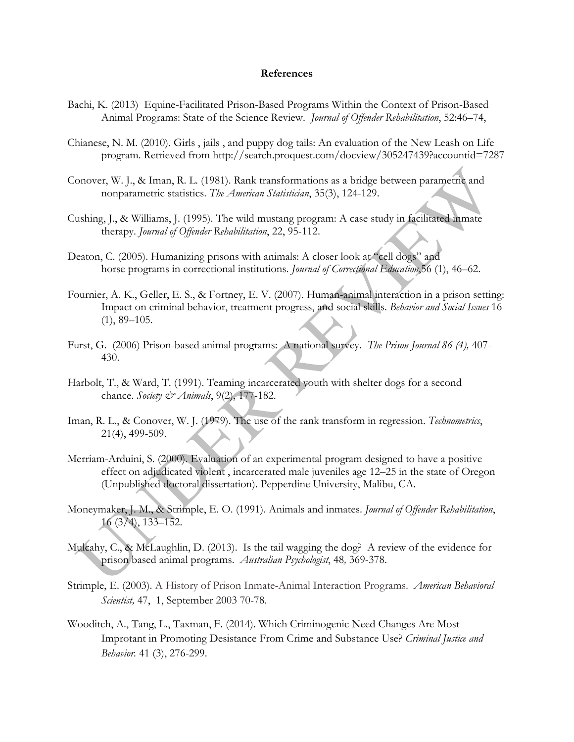# References

Bachi, K. (2013) Equine-Facilitated Prison-Based Programs Within the Context of Prison-Based Animal Programs: State of the Science Review. *Journal of Offender Rehabilitation*, 52:46–74,

Chianese, N. M. (2010). Girls , jails , and puppy dog tails: An evaluation of the New Leash on Life program. Retrieved from http://search.proquest.com/docview/305247439?accountid=7287

Conover, W. J., & Iman, R. L. (1981). Rank transformations as a bridge between parametric and nonparametric statistics. *The American Statistician*, 35(3), 124-129.

Cushing, J., & Williams, J. (1995). The wild mustang program: A case study in facilitated inmate therapy. *Journal of Offender Rehabilitation*, 22, 95-112.

Deaton, C. (2005). Humanizing prisons with animals: A closer look at "cell dogs" and horse programs in correctional institutions. *Journal of Correctional Education*,56 (1), 46–62.

Fournier, A. K., Geller, E. S., & Fortney, E. V. (2007). Human-animal interaction in a prison setting: Impact on criminal behavior, treatment progress, and social skills. *Behavior and Social Issues* 16 (1), 89–105.

Furst, G. (2006) Prison-based animal programs: A national survey. *The Prison Journal 86 (4),* 407-430.

Harbolt, T., & Ward, T. (1991). Teaming incarcerated youth with shelter dogs for a second chance. *Society & Animals*, 9(2), 177-182.

Iman, R. L., & Conover, W. J. (1979). The use of the rank transform in regression. *Technometrics*, 21(4), 499-509.

Merriam-Arduini, S. (2000). Evaluation of an experimental program designed to have a positive effect on adjudicated violent , incarcerated male juveniles age 12–25 in the state of Oregon (Unpublished doctoral dissertation). Pepperdine University, Malibu, CA.

Moneymaker, J. M., & Strimple, E. O. (1991). Animals and inmates. *Journal of Offender Rehabilitation*, 16 (3/4), 133–152.

Mulcahy, C., & McLaughlin, D. (2013). Is the tail wagging the dog? A review of the evidence for prison based animal programs. *Australian Psychologist*, 48*,* 369-378.

Strimple, E. (2003). A History of Prison Inmate-Animal Interaction Programs. *American Behavioral Scientist,* 47, 1, September 2003 70-78.

Wooditch, A., Tang, L., Taxman, F. (2014). Which Criminogenic Need Changes Are Most Improtant in Promoting Desistance From Crime and Substance Use? *Criminal Justice and Behavior.* 41 (3), 276-299.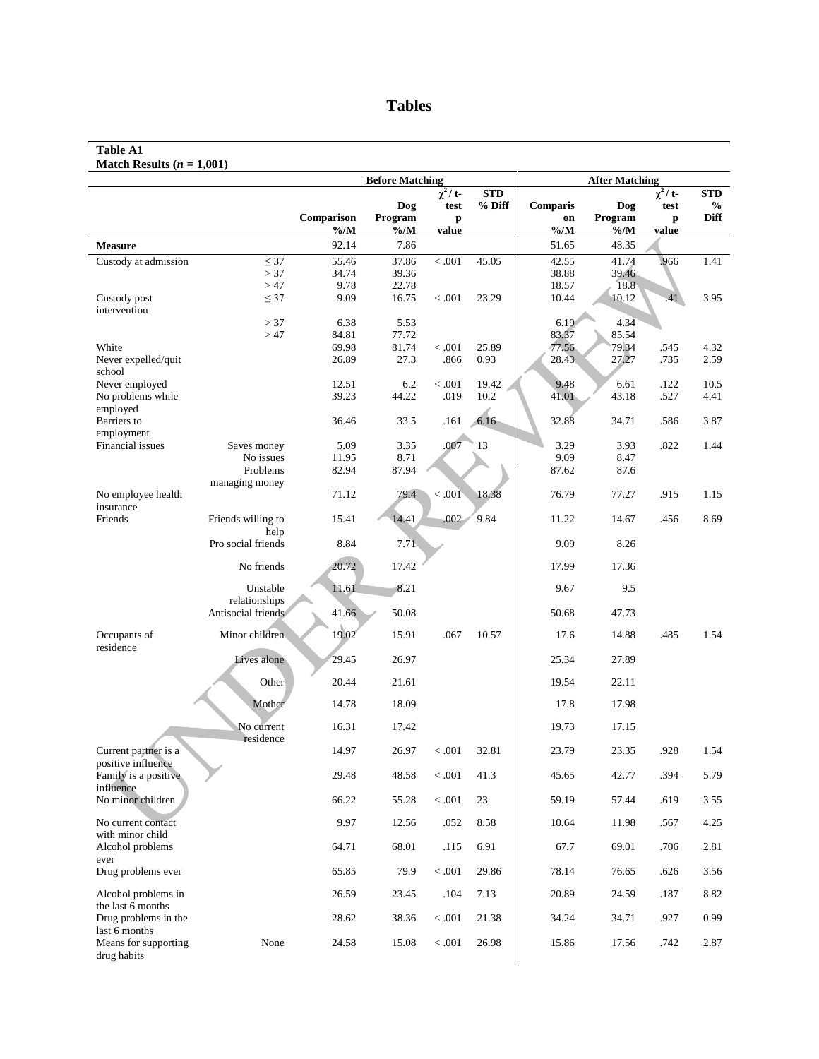# Tables

**Table A1**
**Match Results ($n$ = 1,001)**

| | | Before Matching | | | | After Matching | | | |
|---|---|---|---|---|---|---|---|---|---|
| | | Comparison %/M | Dog Program %/M | $\chi^2$ / t-test p value | STD % Diff | Comparison %/M | Dog Program %/M | $\chi^2$ / t-test p value | STD % Diff |
| **Measure** | | 92.14 | 7.86 | | | 51.65 | 48.35 | | |
| Custody at admission | ≤ 37 | 55.46 | 37.86 | < .001 | 45.05 | 42.55 | 41.74 | .966 | 1.41 |
| | > 37 | 34.74 | 39.36 | | | 38.88 | 39.46 | | |
| | > 47 | 9.78 | 22.78 | | | 18.57 | 18.8 | | |
| Custody post intervention | ≤ 37 | 9.09 | 16.75 | < .001 | 23.29 | 10.44 | 10.12 | .41 | 3.95 |
| | > 37 | 6.38 | 5.53 | | | 6.19 | 4.34 | | |
| | > 47 | 84.81 | 77.72 | | | 83.37 | 85.54 | | |
| White | | 69.98 | 81.74 | < .001 | 25.89 | 77.56 | 79.34 | .545 | 4.32 |
| Never expelled/quit school | | 26.89 | 27.3 | .866 | 0.93 | 28.43 | 27.27 | .735 | 2.59 |
| Never employed | | 12.51 | 6.2 | < .001 | 19.42 | 9.48 | 6.61 | .122 | 10.5 |
| No problems while employed | | 39.23 | 44.22 | .019 | 10.2 | 41.01 | 43.18 | .527 | 4.41 |
| Barriers to employment | | 36.46 | 33.5 | .161 | 6.16 | 32.88 | 34.71 | .586 | 3.87 |
| Financial issues | Saves money | 5.09 | 3.35 | .007 | 13 | 3.29 | 3.93 | .822 | 1.44 |
| | No issues | 11.95 | 8.71 | | | 9.09 | 8.47 | | |
| | Problems managing money | 82.94 | 87.94 | | | 87.62 | 87.6 | | |
| No employee health insurance | | 71.12 | 79.4 | < .001 | 18.38 | 76.79 | 77.27 | .915 | 1.15 |
| Friends | Friends willing to help | 15.41 | 14.41 | .002 | 9.84 | 11.22 | 14.67 | .456 | 8.69 |
| | Pro social friends | 8.84 | 7.71 | | | 9.09 | 8.26 | | |
| | No friends | 20.72 | 17.42 | | | 17.99 | 17.36 | | |
| | Unstable relationships | 11.61 | 8.21 | | | 9.67 | 9.5 | | |
| | Antisocial friends | 41.66 | 50.08 | | | 50.68 | 47.73 | | |
| Occupants of residence | Minor children | 19.02 | 15.91 | .067 | 10.57 | 17.6 | 14.88 | .485 | 1.54 |
| | Lives alone | 29.45 | 26.97 | | | 25.34 | 27.89 | | |
| | Other | 20.44 | 21.61 | | | 19.54 | 22.11 | | |
| | Mother | 14.78 | 18.09 | | | 17.8 | 17.98 | | |
| | No current residence | 16.31 | 17.42 | | | 19.73 | 17.15 | | |
| Current partner is a positive influence | | 14.97 | 26.97 | < .001 | 32.81 | 23.79 | 23.35 | .928 | 1.54 |
| Family is a positive influence | | 29.48 | 48.58 | < .001 | 41.3 | 45.65 | 42.77 | .394 | 5.79 |
| No minor children | | 66.22 | 55.28 | < .001 | 23 | 59.19 | 57.44 | .619 | 3.55 |
| No current contact with minor child | | 9.97 | 12.56 | .052 | 8.58 | 10.64 | 11.98 | .567 | 4.25 |
| Alcohol problems ever | | 64.71 | 68.01 | .115 | 6.91 | 67.7 | 69.01 | .706 | 2.81 |
| Drug problems ever | | 65.85 | 79.9 | < .001 | 29.86 | 78.14 | 76.65 | .626 | 3.56 |
| Alcohol problems in the last 6 months | | 26.59 | 23.45 | .104 | 7.13 | 20.89 | 24.59 | .187 | 8.82 |
| Drug problems in the last 6 months | | 28.62 | 38.36 | < .001 | 21.38 | 34.24 | 34.71 | .927 | 0.99 |
| Means for supporting drug habits | None | 24.58 | 15.08 | < .001 | 26.98 | 15.86 | 17.56 | .742 | 2.87 |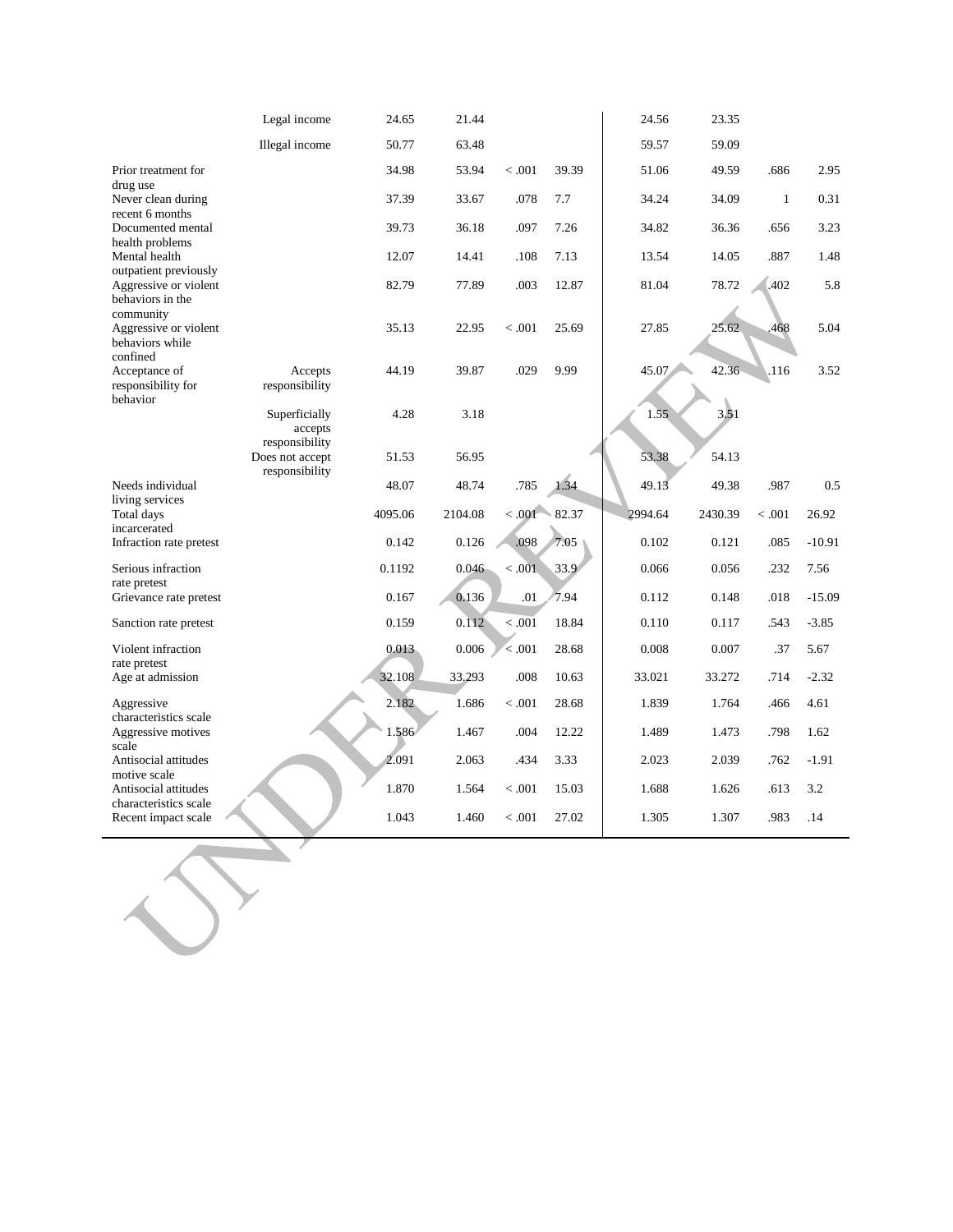| | | | | | | | | | |
|---|---|---|---|---|---|---|---|---|---|
| | Legal income | 24.65 | 21.44 | | | 24.56 | 23.35 | | |
| | Illegal income | 50.77 | 63.48 | | | 59.57 | 59.09 | | |
| Prior treatment for drug use | | 34.98 | 53.94 | < .001 | 39.39 | 51.06 | 49.59 | .686 | 2.95 |
| Never clean during recent 6 months | | 37.39 | 33.67 | .078 | 7.7 | 34.24 | 34.09 | 1 | 0.31 |
| Documented mental health problems | | 39.73 | 36.18 | .097 | 7.26 | 34.82 | 36.36 | .656 | 3.23 |
| Mental health outpatient previously | | 12.07 | 14.41 | .108 | 7.13 | 13.54 | 14.05 | .887 | 1.48 |
| Aggressive or violent behaviors in the community | | 82.79 | 77.89 | .003 | 12.87 | 81.04 | 78.72 | .402 | 5.8 |
| Aggressive or violent behaviors while confined | | 35.13 | 22.95 | < .001 | 25.69 | 27.85 | 25.62 | .468 | 5.04 |
| Acceptance of responsibility for behavior | Accepts responsibility | 44.19 | 39.87 | .029 | 9.99 | 45.07 | 42.36 | .116 | 3.52 |
| | Superficially accepts responsibility | 4.28 | 3.18 | | | 1.55 | 3.51 | | |
| | Does not accept responsibility | 51.53 | 56.95 | | | 53.38 | 54.13 | | |
| Needs individual living services | | 48.07 | 48.74 | .785 | 1.34 | 49.13 | 49.38 | .987 | 0.5 |
| Total days incarcerated | | 4095.06 | 2104.08 | < .001 | 82.37 | 2994.64 | 2430.39 | < .001 | 26.92 |
| Infraction rate pretest | | 0.142 | 0.126 | .098 | 7.05 | 0.102 | 0.121 | .085 | -10.91 |
| Serious infraction rate pretest | | 0.1192 | 0.046 | < .001 | 33.9 | 0.066 | 0.056 | .232 | 7.56 |
| Grievance rate pretest | | 0.167 | 0.136 | .01 | 7.94 | 0.112 | 0.148 | .018 | -15.09 |
| Sanction rate pretest | | 0.159 | 0.112 | < .001 | 18.84 | 0.110 | 0.117 | .543 | -3.85 |
| Violent infraction rate pretest | | 0.013 | 0.006 | < .001 | 28.68 | 0.008 | 0.007 | .37 | 5.67 |
| Age at admission | | 32.108 | 33.293 | .008 | 10.63 | 33.021 | 33.272 | .714 | -2.32 |
| Aggressive characteristics scale | | 2.182 | 1.686 | < .001 | 28.68 | 1.839 | 1.764 | .466 | 4.61 |
| Aggressive motives scale | | 1.586 | 1.467 | .004 | 12.22 | 1.489 | 1.473 | .798 | 1.62 |
| Antisocial attitudes motive scale | | 2.091 | 2.063 | .434 | 3.33 | 2.023 | 2.039 | .762 | -1.91 |
| Antisocial attitudes characteristics scale | | 1.870 | 1.564 | < .001 | 15.03 | 1.688 | 1.626 | .613 | 3.2 |
| Recent impact scale | | 1.043 | 1.460 | < .001 | 27.02 | 1.305 | 1.307 | .983 | .14 |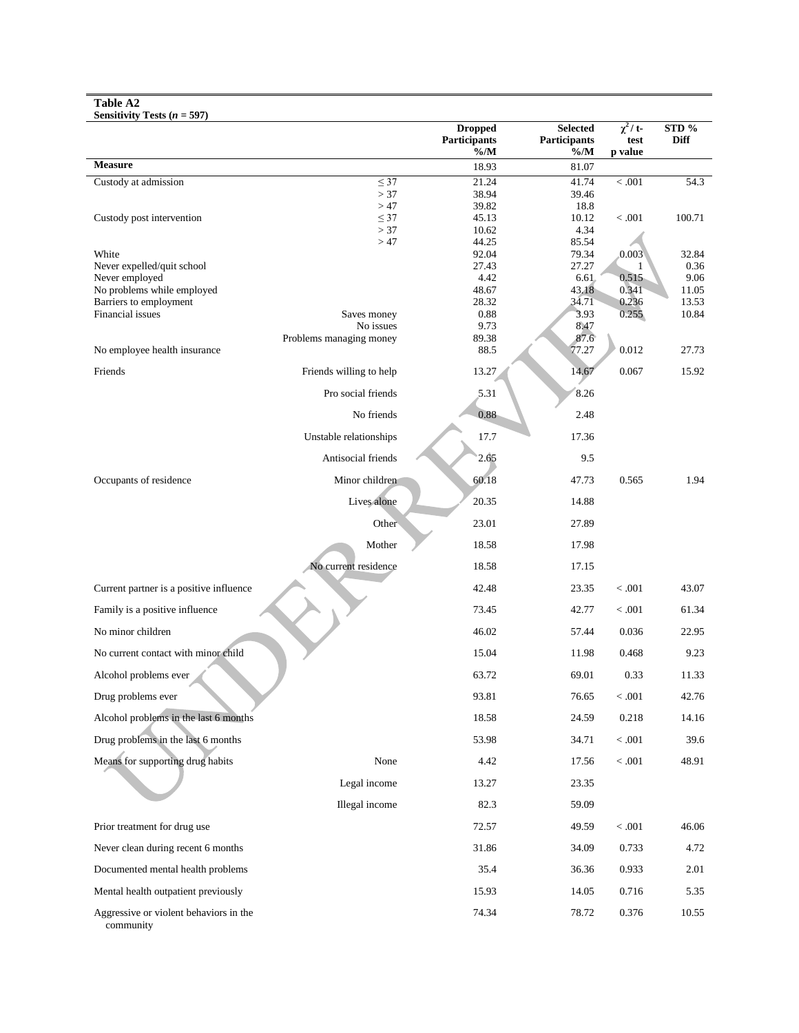**Table A2**
**Sensitivity Tests ($n$ = 597)**

| | | Dropped Participants %/M | Selected Participants %/M | $\chi^2$ / t-test p value | STD % Diff |
|---|---|---|---|---|---|
| **Measure** | | 18.93 | 81.07 | | |
| Custody at admission | ≤ 37 | 21.24 | 41.74 | < .001 | 54.3 |
| | > 37 | 38.94 | 39.46 | | |
| | > 47 | 39.82 | 18.8 | | |
| Custody post intervention | ≤ 37 | 45.13 | 10.12 | < .001 | 100.71 |
| | > 37 | 10.62 | 4.34 | | |
| | > 47 | 44.25 | 85.54 | | |
| White | | 92.04 | 79.34 | 0.003 | 32.84 |
| Never expelled/quit school | | 27.43 | 27.27 | 1 | 0.36 |
| Never employed | | 4.42 | 6.61 | 0.515 | 9.06 |
| No problems while employed | | 48.67 | 43.18 | 0.341 | 11.05 |
| Barriers to employment | | 28.32 | 34.71 | 0.236 | 13.53 |
| Financial issues | Saves money | 0.88 | 3.93 | 0.255 | 10.84 |
| | No issues | 9.73 | 8.47 | | |
| | Problems managing money | 89.38 | 87.6 | | |
| No employee health insurance | | 88.5 | 77.27 | 0.012 | 27.73 |
| Friends | Friends willing to help | 13.27 | 14.67 | 0.067 | 15.92 |
| | Pro social friends | 5.31 | 8.26 | | |
| | No friends | 0.88 | 2.48 | | |
| | Unstable relationships | 17.7 | 17.36 | | |
| | Antisocial friends | 2.65 | 9.5 | | |
| Occupants of residence | Minor children | 60.18 | 47.73 | 0.565 | 1.94 |
| | Lives alone | 20.35 | 14.88 | | |
| | Other | 23.01 | 27.89 | | |
| | Mother | 18.58 | 17.98 | | |
| | No current residence | 18.58 | 17.15 | | |
| Current partner is a positive influence | | 42.48 | 23.35 | < .001 | 43.07 |
| Family is a positive influence | | 73.45 | 42.77 | < .001 | 61.34 |
| No minor children | | 46.02 | 57.44 | 0.036 | 22.95 |
| No current contact with minor child | | 15.04 | 11.98 | 0.468 | 9.23 |
| Alcohol problems ever | | 63.72 | 69.01 | 0.33 | 11.33 |
| Drug problems ever | | 93.81 | 76.65 | < .001 | 42.76 |
| Alcohol problems in the last 6 months | | 18.58 | 24.59 | 0.218 | 14.16 |
| Drug problems in the last 6 months | | 53.98 | 34.71 | < .001 | 39.6 |
| Means for supporting drug habits | None | 4.42 | 17.56 | < .001 | 48.91 |
| | Legal income | 13.27 | 23.35 | | |
| | Illegal income | 82.3 | 59.09 | | |
| Prior treatment for drug use | | 72.57 | 49.59 | < .001 | 46.06 |
| Never clean during recent 6 months | | 31.86 | 34.09 | 0.733 | 4.72 |
| Documented mental health problems | | 35.4 | 36.36 | 0.933 | 2.01 |
| Mental health outpatient previously | | 15.93 | 14.05 | 0.716 | 5.35 |
| Aggressive or violent behaviors in the community | | 74.34 | 78.72 | 0.376 | 10.55 |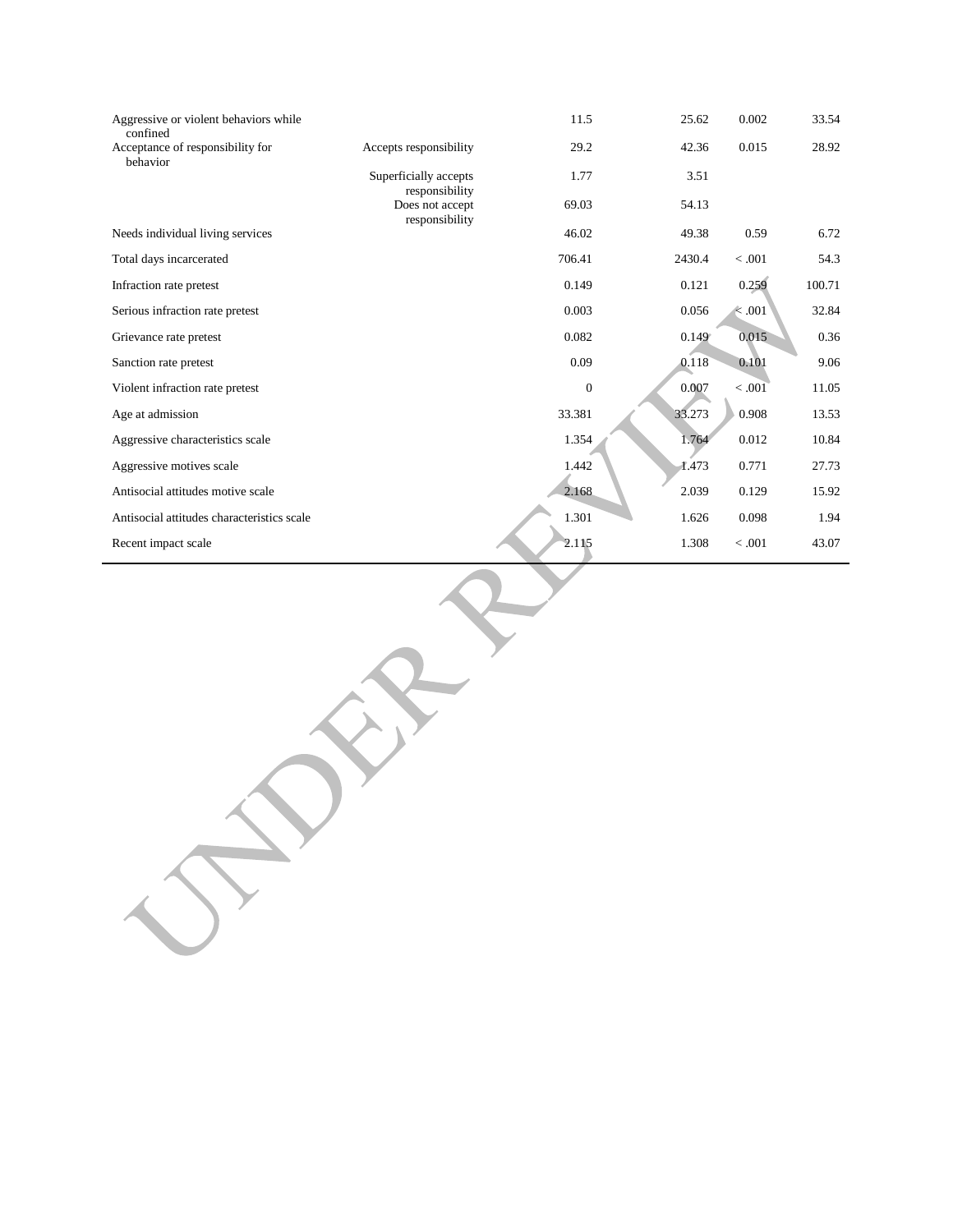| | | | | | |
|---|---|---|---|---|---|
| Aggressive or violent behaviors while confined | | 11.5 | 25.62 | 0.002 | 33.54 |
| Acceptance of responsibility for behavior | Accepts responsibility | 29.2 | 42.36 | 0.015 | 28.92 |
| | Superficially accepts responsibility | 1.77 | 3.51 | | |
| | Does not accept responsibility | 69.03 | 54.13 | | |
| Needs individual living services | | 46.02 | 49.38 | 0.59 | 6.72 |
| Total days incarcerated | | 706.41 | 2430.4 | < .001 | 54.3 |
| Infraction rate pretest | | 0.149 | 0.121 | 0.259 | 100.71 |
| Serious infraction rate pretest | | 0.003 | 0.056 | < .001 | 32.84 |
| Grievance rate pretest | | 0.082 | 0.149 | 0.015 | 0.36 |
| Sanction rate pretest | | 0.09 | 0.118 | 0.101 | 9.06 |
| Violent infraction rate pretest | | 0 | 0.007 | < .001 | 11.05 |
| Age at admission | | 33.381 | 33.273 | 0.908 | 13.53 |
| Aggressive characteristics scale | | 1.354 | 1.764 | 0.012 | 10.84 |
| Aggressive motives scale | | 1.442 | 1.473 | 0.771 | 27.73 |
| Antisocial attitudes motive scale | | 2.168 | 2.039 | 0.129 | 15.92 |
| Antisocial attitudes characteristics scale | | 1.301 | 1.626 | 0.098 | 1.94 |
| Recent impact scale | | 2.115 | 1.308 | < .001 | 43.07 |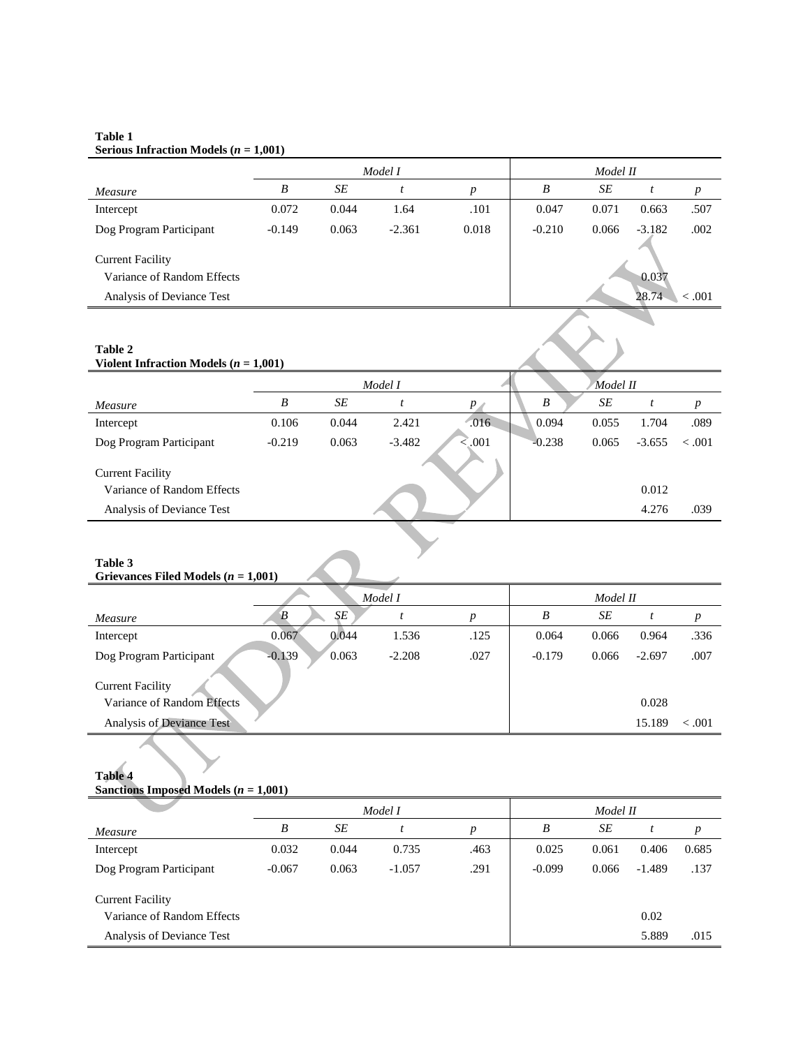**Table 1**
**Serious Infraction Models ($n$ = 1,001)**

| | *Model I* | | | | *Model II* | | | |
|---|---|---|---|---|---|---|---|---|
| *Measure* | *B* | *SE* | *t* | *p* | *B* | *SE* | *t* | *p* |
| Intercept | 0.072 | 0.044 | 1.64 | .101 | 0.047 | 0.071 | 0.663 | .507 |
| Dog Program Participant | -0.149 | 0.063 | -2.361 | 0.018 | -0.210 | 0.066 | -3.182 | .002 |
| Current Facility | | | | | | | | |
| Variance of Random Effects | | | | | | | 0.037 | |
| Analysis of Deviance Test | | | | | | | 28.74 | < .001 |

**Table 2**
**Violent Infraction Models ($n$ = 1,001)**

| | *Model I* | | | | *Model II* | | | |
|---|---|---|---|---|---|---|---|---|
| *Measure* | *B* | *SE* | *t* | *p* | *B* | *SE* | *t* | *p* |
| Intercept | 0.106 | 0.044 | 2.421 | .016 | 0.094 | 0.055 | 1.704 | .089 |
| Dog Program Participant | -0.219 | 0.063 | -3.482 | < .001 | -0.238 | 0.065 | -3.655 | < .001 |
| Current Facility | | | | | | | | |
| Variance of Random Effects | | | | | | | 0.012 | |
| Analysis of Deviance Test | | | | | | | 4.276 | .039 |

**Table 3**
**Grievances Filed Models ($n$ = 1,001)**

| | *Model I* | | | | *Model II* | | | |
|---|---|---|---|---|---|---|---|---|
| *Measure* | *B* | *SE* | *t* | *p* | *B* | *SE* | *t* | *p* |
| Intercept | 0.067 | 0.044 | 1.536 | .125 | 0.064 | 0.066 | 0.964 | .336 |
| Dog Program Participant | -0.139 | 0.063 | -2.208 | .027 | -0.179 | 0.066 | -2.697 | .007 |
| Current Facility | | | | | | | | |
| Variance of Random Effects | | | | | | | 0.028 | |
| Analysis of Deviance Test | | | | | | | 15.189 | < .001 |

**Table 4**
**Sanctions Imposed Models ($n$ = 1,001)**

| | *Model I* | | | | *Model II* | | | |
|---|---|---|---|---|---|---|---|---|
| *Measure* | *B* | *SE* | *t* | *p* | *B* | *SE* | *t* | *p* |
| Intercept | 0.032 | 0.044 | 0.735 | .463 | 0.025 | 0.061 | 0.406 | 0.685 |
| Dog Program Participant | -0.067 | 0.063 | -1.057 | .291 | -0.099 | 0.066 | -1.489 | .137 |
| Current Facility | | | | | | | | |
| Variance of Random Effects | | | | | | | 0.02 | |
| Analysis of Deviance Test | | | | | | | 5.889 | .015 |